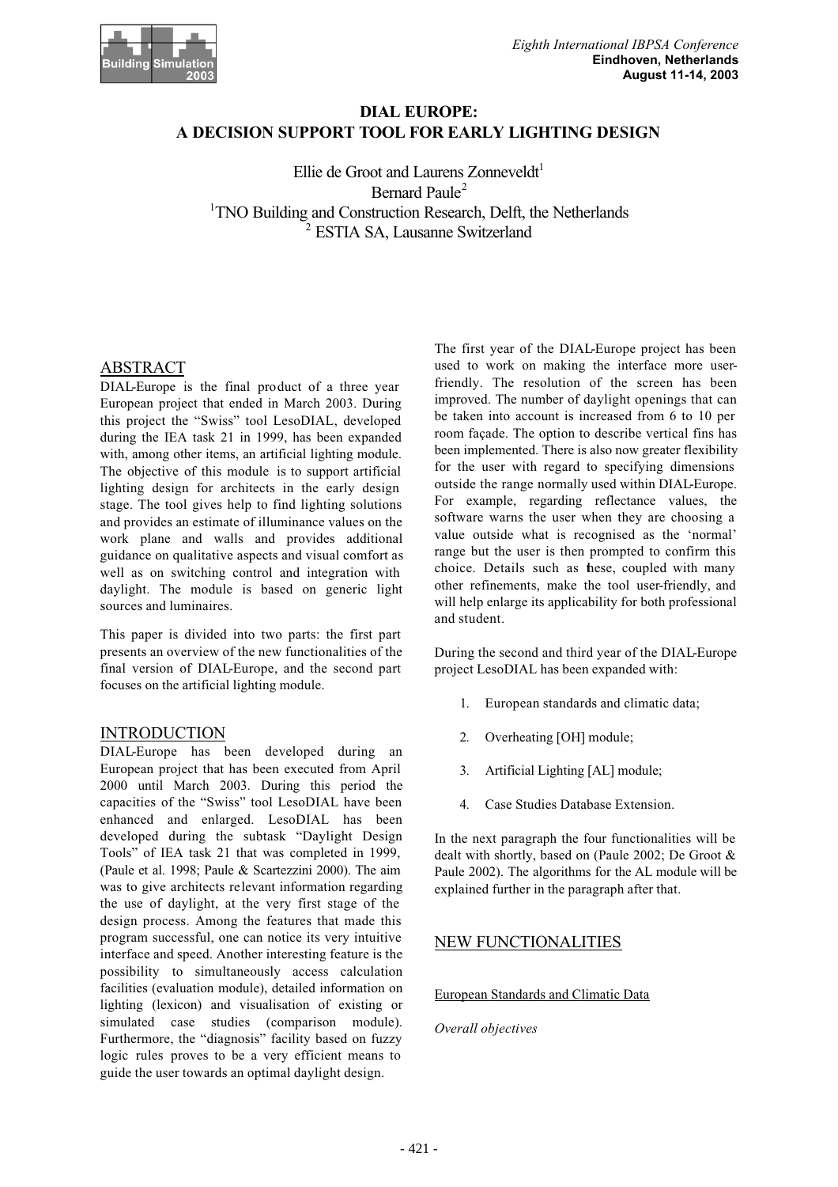# DIAL EUROPE: A DECISION SUPPORT TOOL FOR EARLY LIGHTING DESIGN

Ellie de Groot and Laurens Zonneveldt[1]
Bernard Paule[2]
[1]TNO Building and Construction Research, Delft, the Netherlands
[2] ESTIA SA, Lausanne Switzerland

## ABSTRACT

DIAL-Europe is the final product of a three year European project that ended in March 2003. During this project the "Swiss" tool LesoDIAL, developed during the IEA task 21 in 1999, has been expanded with, among other items, an artificial lighting module. The objective of this module is to support artificial lighting design for architects in the early design stage. The tool gives help to find lighting solutions and provides an estimate of illuminance values on the work plane and walls and provides additional guidance on qualitative aspects and visual comfort as well as on switching control and integration with daylight. The module is based on generic light sources and luminaires.

This paper is divided into two parts: the first part presents an overview of the new functionalities of the final version of DIAL-Europe, and the second part focuses on the artificial lighting module.

## INTRODUCTION

DIAL-Europe has been developed during an European project that has been executed from April 2000 until March 2003. During this period the capacities of the "Swiss" tool LesoDIAL have been enhanced and enlarged. LesoDIAL has been developed during the subtask "Daylight Design Tools" of IEA task 21 that was completed in 1999, (Paule et al. 1998; Paule & Scartezzini 2000). The aim was to give architects relevant information regarding the use of daylight, at the very first stage of the design process. Among the features that made this program successful, one can notice its very intuitive interface and speed. Another interesting feature is the possibility to simultaneously access calculation facilities (evaluation module), detailed information on lighting (lexicon) and visualisation of existing or simulated case studies (comparison module). Furthermore, the "diagnosis" facility based on fuzzy logic rules proves to be a very efficient means to guide the user towards an optimal daylight design.

The first year of the DIAL-Europe project has been used to work on making the interface more user-friendly. The resolution of the screen has been improved. The number of daylight openings that can be taken into account is increased from 6 to 10 per room façade. The option to describe vertical fins has been implemented. There is also now greater flexibility for the user with regard to specifying dimensions outside the range normally used within DIAL-Europe. For example, regarding reflectance values, the software warns the user when they are choosing a value outside what is recognised as the 'normal' range but the user is then prompted to confirm this choice. Details such as these, coupled with many other refinements, make the tool user-friendly, and will help enlarge its applicability for both professional and student.

During the second and third year of the DIAL-Europe project LesoDIAL has been expanded with:

1. European standards and climatic data;
2. Overheating [OH] module;
3. Artificial Lighting [AL] module;
4. Case Studies Database Extension.

In the next paragraph the four functionalities will be dealt with shortly, based on (Paule 2002; De Groot & Paule 2002). The algorithms for the AL module will be explained further in the paragraph after that.

## NEW FUNCTIONALITIES

### European Standards and Climatic Data

*Overall objectives*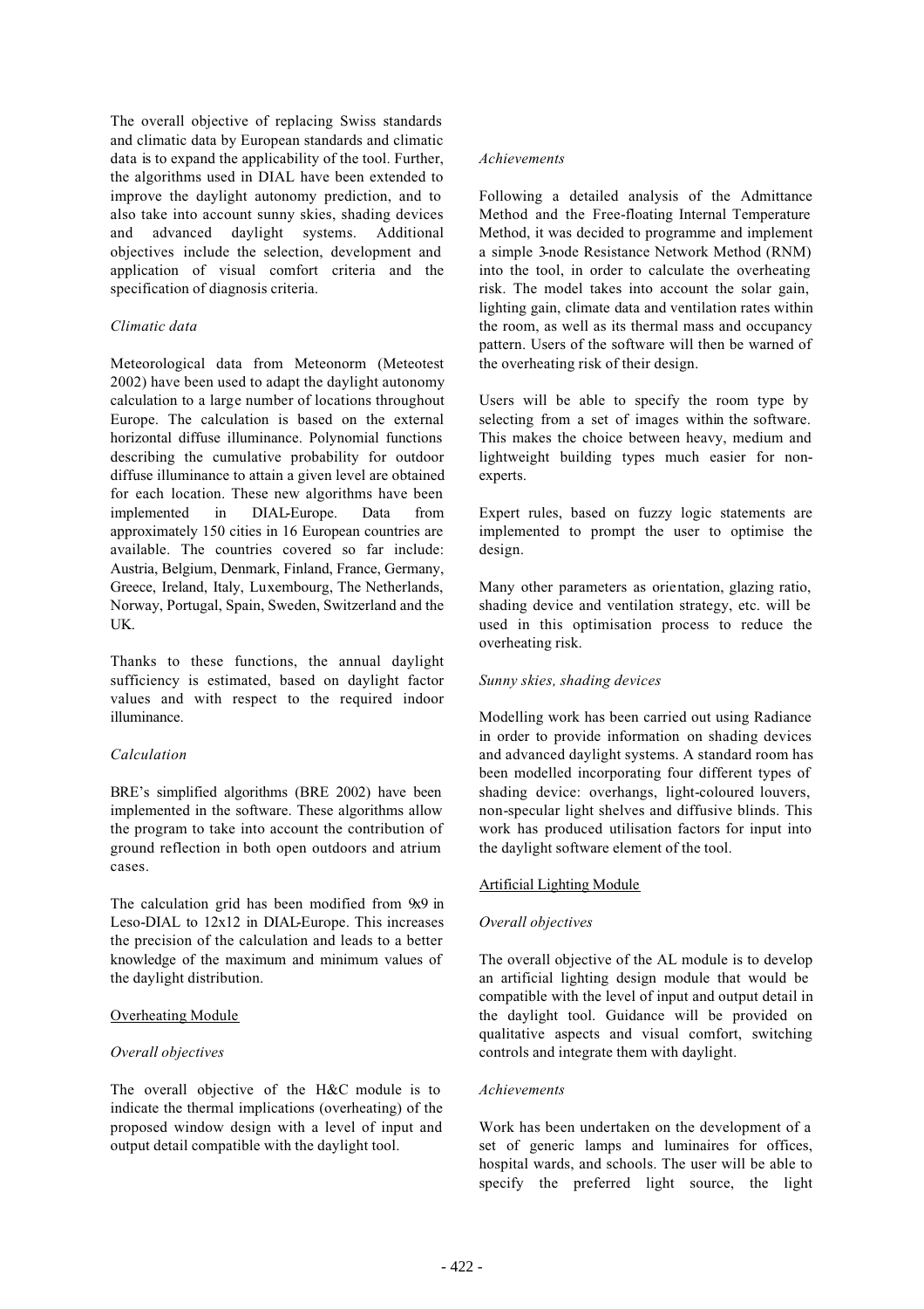The overall objective of replacing Swiss standards and climatic data by European standards and climatic data is to expand the applicability of the tool. Further, the algorithms used in DIAL have been extended to improve the daylight autonomy prediction, and to also take into account sunny skies, shading devices and advanced daylight systems. Additional objectives include the selection, development and application of visual comfort criteria and the specification of diagnosis criteria.

*Climatic data*

Meteorological data from Meteonorm (Meteotest 2002) have been used to adapt the daylight autonomy calculation to a large number of locations throughout Europe. The calculation is based on the external horizontal diffuse illuminance. Polynomial functions describing the cumulative probability for outdoor diffuse illuminance to attain a given level are obtained for each location. These new algorithms have been implemented in DIAL-Europe. Data from approximately 150 cities in 16 European countries are available. The countries covered so far include: Austria, Belgium, Denmark, Finland, France, Germany, Greece, Ireland, Italy, Luxembourg, The Netherlands, Norway, Portugal, Spain, Sweden, Switzerland and the UK.

Thanks to these functions, the annual daylight sufficiency is estimated, based on daylight factor values and with respect to the required indoor illuminance.

*Calculation*

BRE's simplified algorithms (BRE 2002) have been implemented in the software. These algorithms allow the program to take into account the contribution of ground reflection in both open outdoors and atrium cases.

The calculation grid has been modified from 9x9 in Leso-DIAL to 12x12 in DIAL-Europe. This increases the precision of the calculation and leads to a better knowledge of the maximum and minimum values of the daylight distribution.

## Overheating Module

*Overall objectives*

The overall objective of the H&C module is to indicate the thermal implications (overheating) of the proposed window design with a level of input and output detail compatible with the daylight tool.

*Achievements*

Following a detailed analysis of the Admittance Method and the Free-floating Internal Temperature Method, it was decided to programme and implement a simple 3-node Resistance Network Method (RNM) into the tool, in order to calculate the overheating risk. The model takes into account the solar gain, lighting gain, climate data and ventilation rates within the room, as well as its thermal mass and occupancy pattern. Users of the software will then be warned of the overheating risk of their design.

Users will be able to specify the room type by selecting from a set of images within the software. This makes the choice between heavy, medium and lightweight building types much easier for non-experts.

Expert rules, based on fuzzy logic statements are implemented to prompt the user to optimise the design.

Many other parameters as orientation, glazing ratio, shading device and ventilation strategy, etc. will be used in this optimisation process to reduce the overheating risk.

*Sunny skies, shading devices*

Modelling work has been carried out using Radiance in order to provide information on shading devices and advanced daylight systems. A standard room has been modelled incorporating four different types of shading device: overhangs, light-coloured louvers, non-specular light shelves and diffusive blinds. This work has produced utilisation factors for input into the daylight software element of the tool.

## Artificial Lighting Module

*Overall objectives*

The overall objective of the AL module is to develop an artificial lighting design module that would be compatible with the level of input and output detail in the daylight tool. Guidance will be provided on qualitative aspects and visual comfort, switching controls and integrate them with daylight.

*Achievements*

Work has been undertaken on the development of a set of generic lamps and luminaires for offices, hospital wards, and schools. The user will be able to specify the preferred light source, the light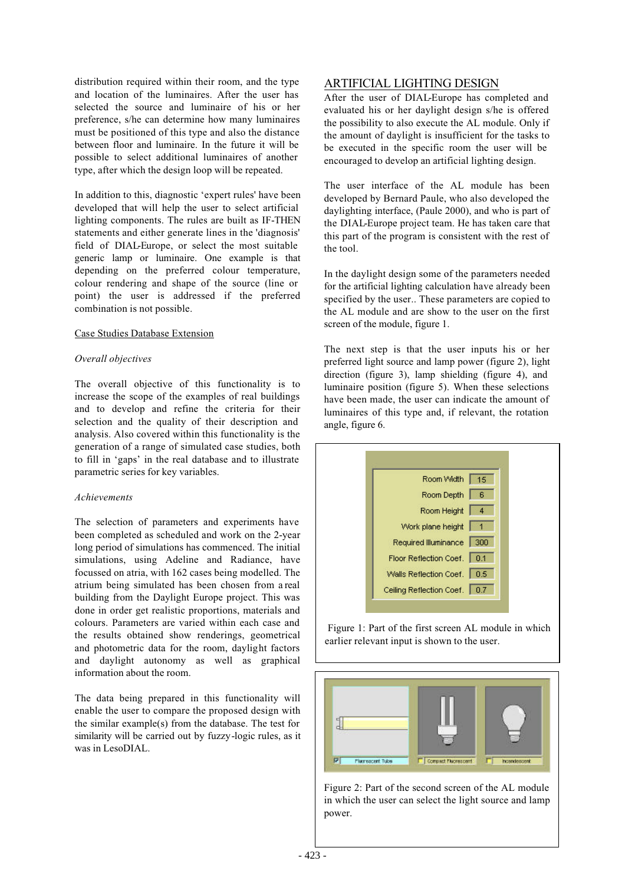distribution required within their room, and the type and location of the luminaires. After the user has selected the source and luminaire of his or her preference, s/he can determine how many luminaires must be positioned of this type and also the distance between floor and luminaire. In the future it will be possible to select additional luminaires of another type, after which the design loop will be repeated.

In addition to this, diagnostic 'expert rules' have been developed that will help the user to select artificial lighting components. The rules are built as IF-THEN statements and either generate lines in the 'diagnosis' field of DIAL-Europe, or select the most suitable generic lamp or luminaire. One example is that depending on the preferred colour temperature, colour rendering and shape of the source (line or point) the user is addressed if the preferred combination is not possible.

Case Studies Database Extension

*Overall objectives*

The overall objective of this functionality is to increase the scope of the examples of real buildings and to develop and refine the criteria for their selection and the quality of their description and analysis. Also covered within this functionality is the generation of a range of simulated case studies, both to fill in 'gaps' in the real database and to illustrate parametric series for key variables.

*Achievements*

The selection of parameters and experiments have been completed as scheduled and work on the 2-year long period of simulations has commenced. The initial simulations, using Adeline and Radiance, have focussed on atria, with 162 cases being modelled. The atrium being simulated has been chosen from a real building from the Daylight Europe project. This was done in order get realistic proportions, materials and colours. Parameters are varied within each case and the results obtained show renderings, geometrical and photometric data for the room, daylight factors and daylight autonomy as well as graphical information about the room.

The data being prepared in this functionality will enable the user to compare the proposed design with the similar example(s) from the database. The test for similarity will be carried out by fuzzy-logic rules, as it was in LesoDIAL.

## ARTIFICIAL LIGHTING DESIGN

After the user of DIAL-Europe has completed and evaluated his or her daylight design s/he is offered the possibility to also execute the AL module. Only if the amount of daylight is insufficient for the tasks to be executed in the specific room the user will be encouraged to develop an artificial lighting design.

The user interface of the AL module has been developed by Bernard Paule, who also developed the daylighting interface, (Paule 2000), and who is part of the DIAL-Europe project team. He has taken care that this part of the program is consistent with the rest of the tool.

In the daylight design some of the parameters needed for the artificial lighting calculation have already been specified by the user.. These parameters are copied to the AL module and are show to the user on the first screen of the module, figure 1.

The next step is that the user inputs his or her preferred light source and lamp power (figure 2), light direction (figure 3), lamp shielding (figure 4), and luminaire position (figure 5). When these selections have been made, the user can indicate the amount of luminaires of this type and, if relevant, the rotation angle, figure 6.

| | |
|---|---|
| Room Width | 15 |
| Room Depth | 6 |
| Room Height | 4 |
| Work plane height | 1 |
| Required Illuminance | 300 |
| Floor Reflection Coef. | 0.1 |
| Walls Reflection Coef. | 0.5 |
| Ceiling Reflection Coef. | 0.7 |

Figure 1: Part of the first screen AL module in which earlier relevant input is shown to the user.

Fluorescent Tube | Compact Fluorescent | Incandescent

Figure 2: Part of the second screen of the AL module in which the user can select the light source and lamp power.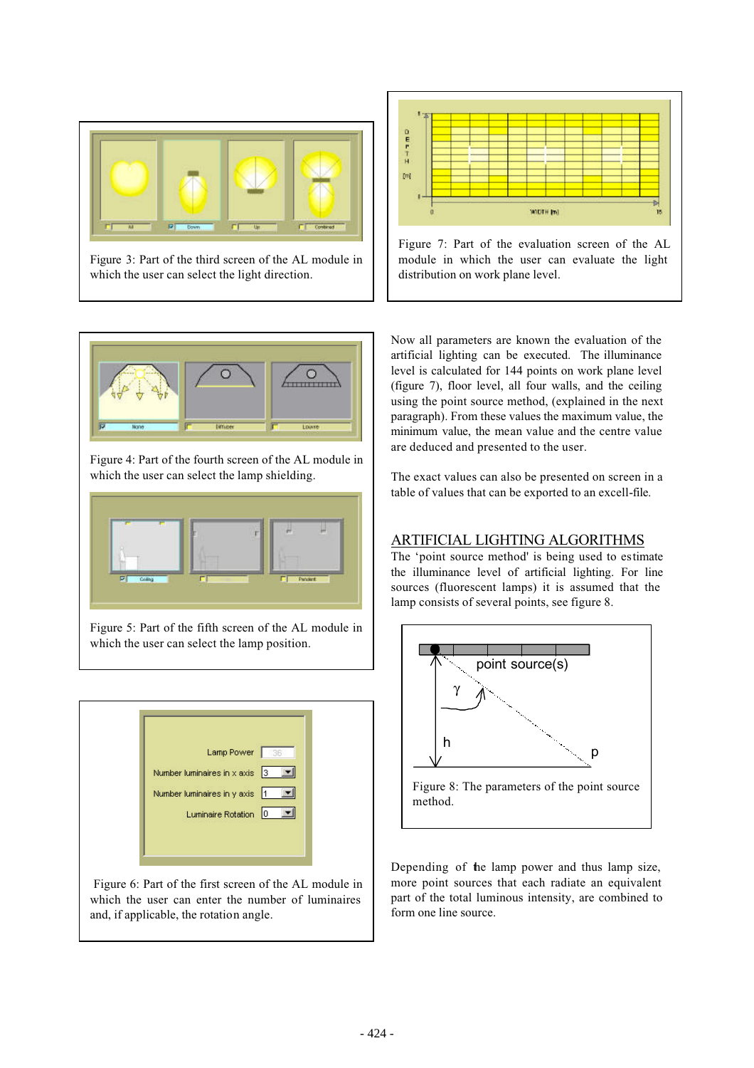Figure 3: Part of the third screen of the AL module in which the user can select the light direction.

Figure 7: Part of the evaluation screen of the AL module in which the user can evaluate the light distribution on work plane level.

Figure 4: Part of the fourth screen of the AL module in which the user can select the lamp shielding.

Figure 5: Part of the fifth screen of the AL module in which the user can select the lamp position.

Figure 6: Part of the first screen of the AL module in which the user can enter the number of luminaires and, if applicable, the rotation angle.

Now all parameters are known the evaluation of the artificial lighting can be executed. The illuminance level is calculated for 144 points on work plane level (figure 7), floor level, all four walls, and the ceiling using the point source method, (explained in the next paragraph). From these values the maximum value, the minimum value, the mean value and the centre value are deduced and presented to the user.

The exact values can also be presented on screen in a table of values that can be exported to an excell-file.

## ARTIFICIAL LIGHTING ALGORITHMS

The 'point source method' is being used to estimate the illuminance level of artificial lighting. For line sources (fluorescent lamps) it is assumed that the lamp consists of several points, see figure 8.

Figure 8: The parameters of the point source method.

Depending of the lamp power and thus lamp size, more point sources that each radiate an equivalent part of the total luminous intensity, are combined to form one line source.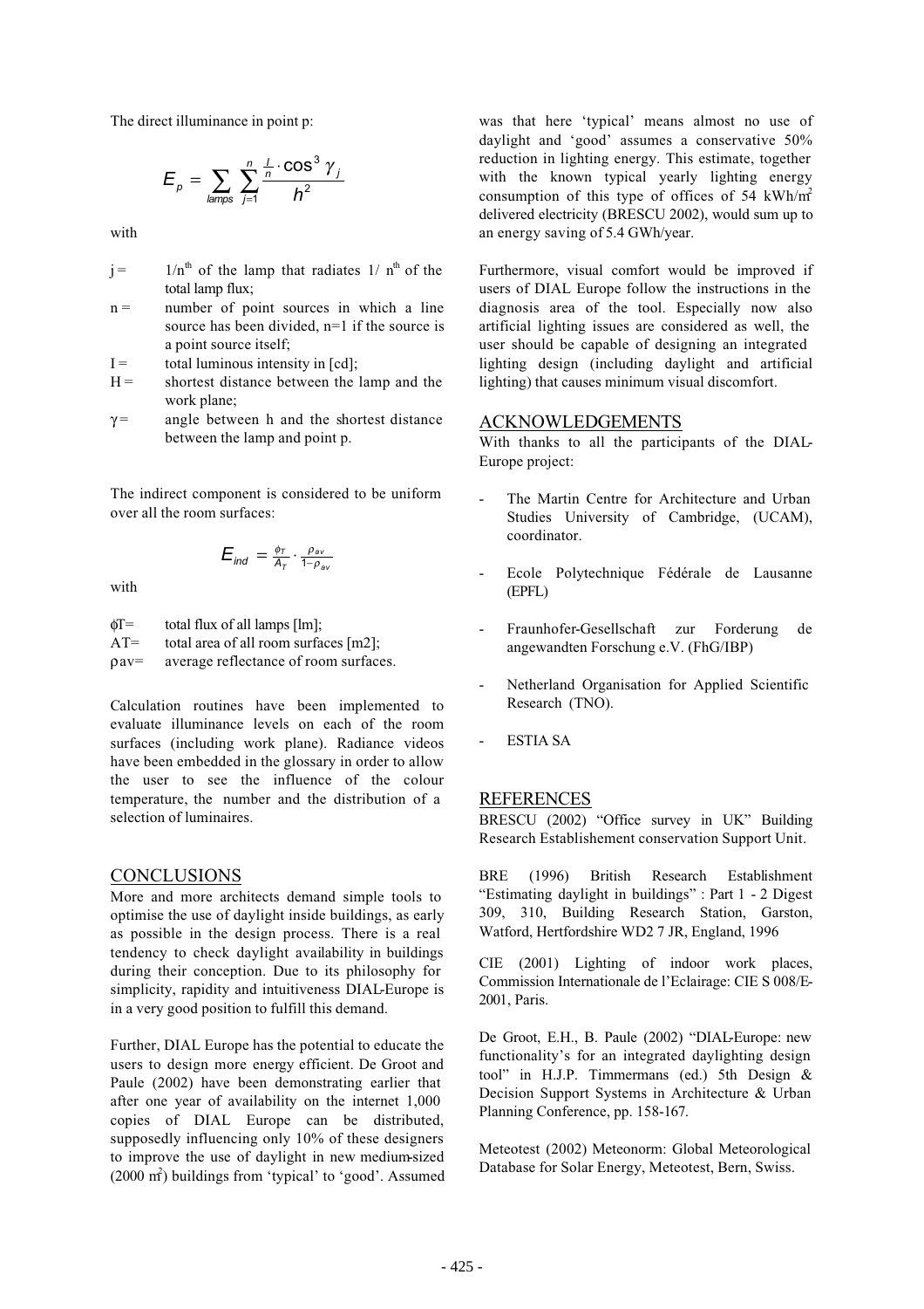The direct illuminance in point p:

$$E_p = \sum_{lamps} \sum_{j=1}^{n} \frac{\frac{I}{n} \cdot \cos^3 \gamma_j}{h^2}$$

with

- j = $1/n^{th}$ of the lamp that radiates $1/n^{th}$ of the total lamp flux;
- n = number of point sources in which a line source has been divided, n=1 if the source is a point source itself;
- I = total luminous intensity in [cd];
- H = shortest distance between the lamp and the work plane;
- $\gamma$ = angle between h and the shortest distance between the lamp and point p.

The indirect component is considered to be uniform over all the room surfaces:

$$E_{ind} = \frac{\phi_T}{A_T} \cdot \frac{\rho_{av}}{1-\rho_{av}}$$

with

- $\phi T$= total flux of all lamps [lm];
- AT= total area of all room surfaces [m2];
- $\rho av$= average reflectance of room surfaces.

Calculation routines have been implemented to evaluate illuminance levels on each of the room surfaces (including work plane). Radiance videos have been embedded in the glossary in order to allow the user to see the influence of the colour temperature, the number and the distribution of a selection of luminaires.

## CONCLUSIONS

More and more architects demand simple tools to optimise the use of daylight inside buildings, as early as possible in the design process. There is a real tendency to check daylight availability in buildings during their conception. Due to its philosophy for simplicity, rapidity and intuitiveness DIAL-Europe is in a very good position to fulfill this demand.

Further, DIAL Europe has the potential to educate the users to design more energy efficient. De Groot and Paule (2002) have been demonstrating earlier that after one year of availability on the internet 1,000 copies of DIAL Europe can be distributed, supposedly influencing only 10% of these designers to improve the use of daylight in new medium-sized (2000 $m^2$) buildings from 'typical' to 'good'. Assumed was that here 'typical' means almost no use of daylight and 'good' assumes a conservative 50% reduction in lighting energy. This estimate, together with the known typical yearly lighting energy consumption of this type of offices of 54 kWh/$m^2$ delivered electricity (BRESCU 2002), would sum up to an energy saving of 5.4 GWh/year.

Furthermore, visual comfort would be improved if users of DIAL Europe follow the instructions in the diagnosis area of the tool. Especially now also artificial lighting issues are considered as well, the user should be capable of designing an integrated lighting design (including daylight and artificial lighting) that causes minimum visual discomfort.

## ACKNOWLEDGEMENTS

With thanks to all the participants of the DIAL-Europe project:

- The Martin Centre for Architecture and Urban Studies University of Cambridge, (UCAM), coordinator.
- Ecole Polytechnique Fédérale de Lausanne (EPFL)
- Fraunhofer-Gesellschaft zur Forderung de angewandten Forschung e.V. (FhG/IBP)
- Netherland Organisation for Applied Scientific Research (TNO).
- ESTIA SA

## REFERENCES

BRESCU (2002) "Office survey in UK" Building Research Establishement conservation Support Unit.

BRE (1996) British Research Establishment "Estimating daylight in buildings" : Part 1 - 2 Digest 309, 310, Building Research Station, Garston, Watford, Hertfordshire WD2 7 JR, England, 1996

CIE (2001) Lighting of indoor work places, Commission Internationale de l'Eclairage: CIE S 008/E-2001, Paris.

De Groot, E.H., B. Paule (2002) "DIAL-Europe: new functionality's for an integrated daylighting design tool" in H.J.P. Timmermans (ed.) 5th Design & Decision Support Systems in Architecture & Urban Planning Conference, pp. 158-167.

Meteotest (2002) Meteonorm: Global Meteorological Database for Solar Energy, Meteotest, Bern, Swiss.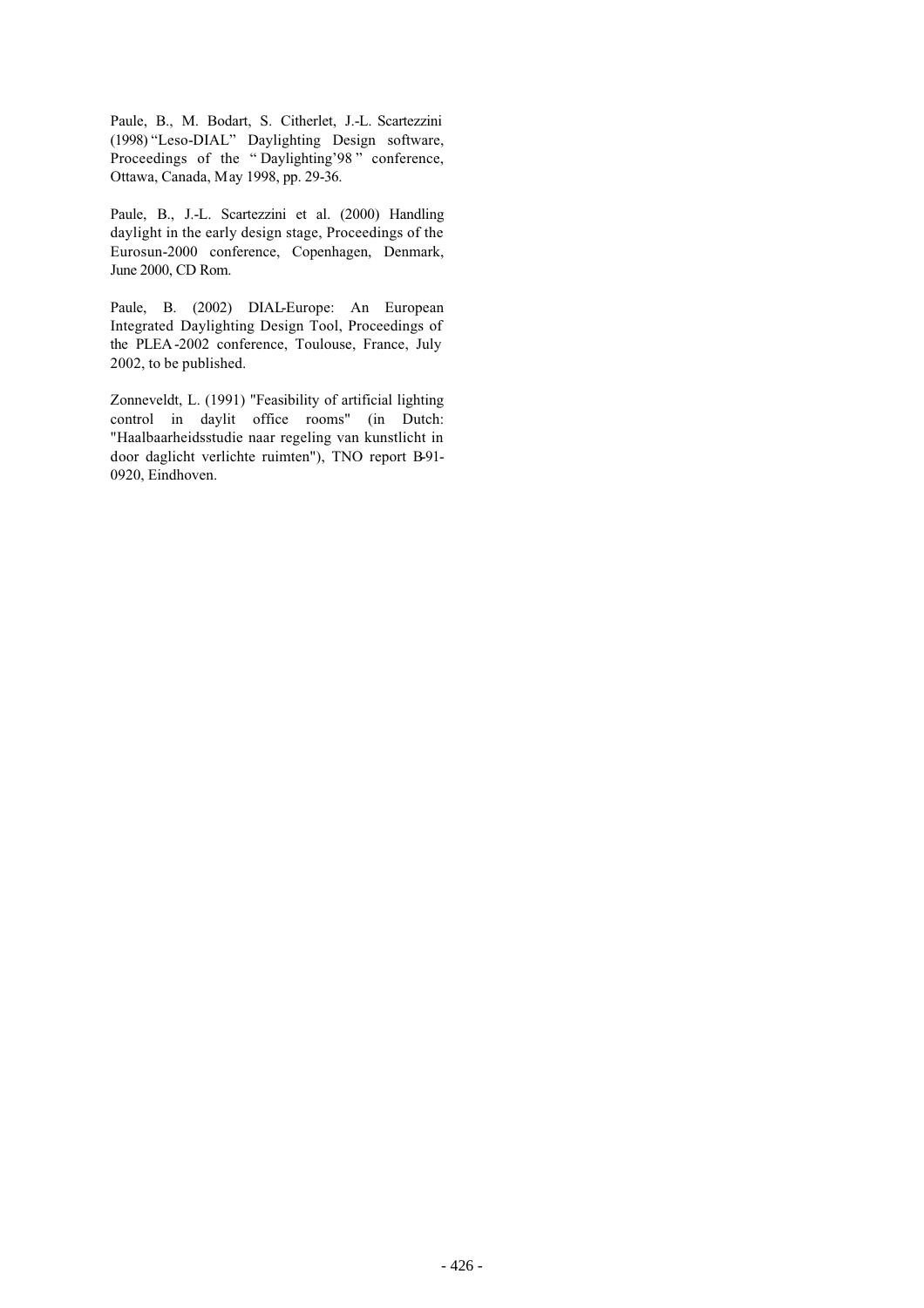Paule, B., M. Bodart, S. Citherlet, J.-L. Scartezzini (1998) "Leso-DIAL" Daylighting Design software, Proceedings of the " Daylighting'98 " conference, Ottawa, Canada, May 1998, pp. 29-36.

Paule, B., J.-L. Scartezzini et al. (2000) Handling daylight in the early design stage, Proceedings of the Eurosun-2000 conference, Copenhagen, Denmark, June 2000, CD Rom.

Paule, B. (2002) DIAL-Europe: An European Integrated Daylighting Design Tool, Proceedings of the PLEA-2002 conference, Toulouse, France, July 2002, to be published.

Zonneveldt, L. (1991) "Feasibility of artificial lighting control in daylit office rooms" (in Dutch: "Haalbaarheidsstudie naar regeling van kunstlicht in door daglicht verlichte ruimten"), TNO report B-91-0920, Eindhoven.